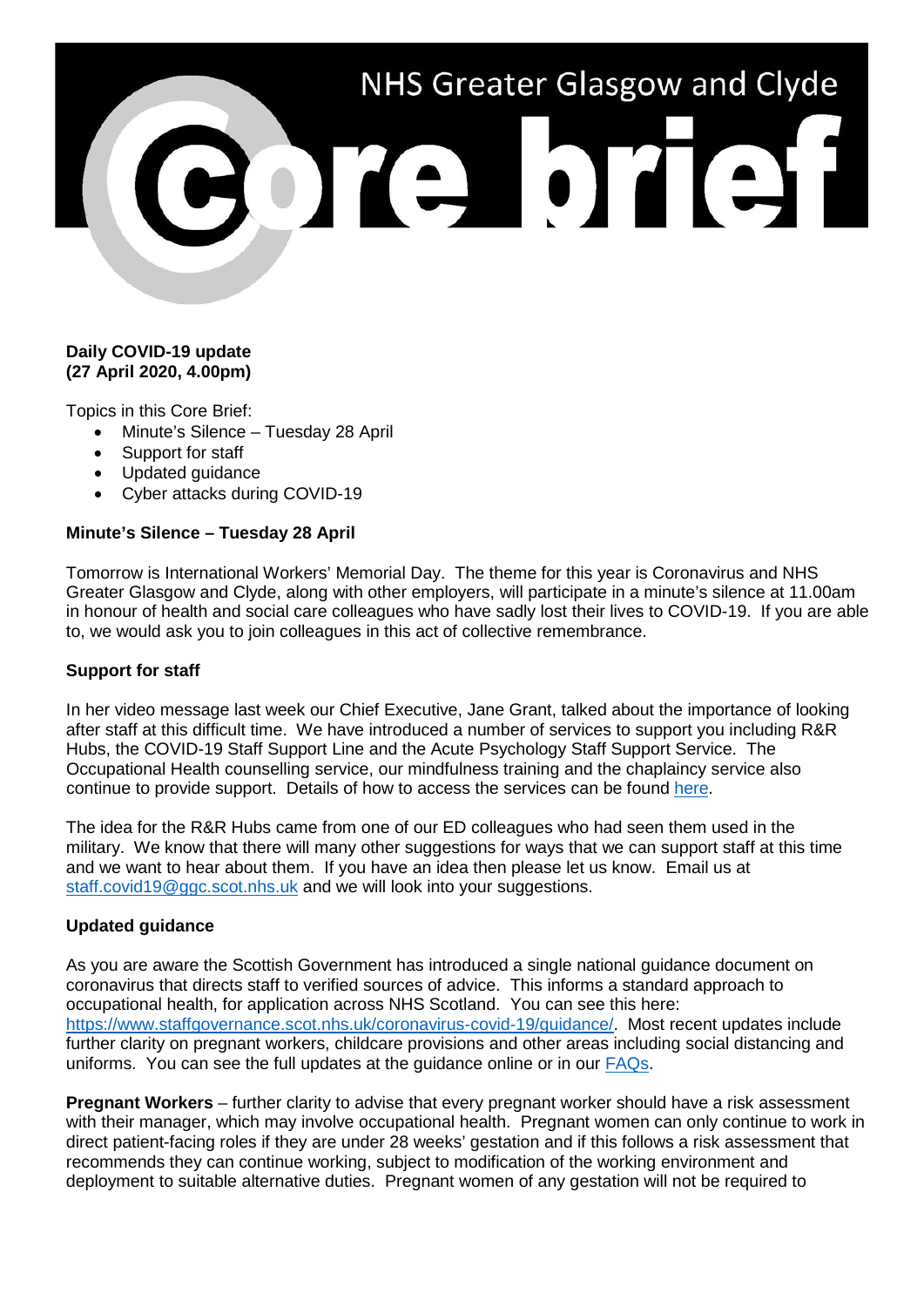# NHS Greater Glasgow and Clyde Core brief

**Daily COVID-19 update**
**(27 April 2020, 4.00pm)**

Topics in this Core Brief:

- Minute's Silence – Tuesday 28 April
- Support for staff
- Updated guidance
- Cyber attacks during COVID-19

**Minute's Silence – Tuesday 28 April**

Tomorrow is International Workers' Memorial Day. The theme for this year is Coronavirus and NHS Greater Glasgow and Clyde, along with other employers, will participate in a minute's silence at 11.00am in honour of health and social care colleagues who have sadly lost their lives to COVID-19. If you are able to, we would ask you to join colleagues in this act of collective remembrance.

**Support for staff**

In her video message last week our Chief Executive, Jane Grant, talked about the importance of looking after staff at this difficult time. We have introduced a number of services to support you including R&R Hubs, the COVID-19 Staff Support Line and the Acute Psychology Staff Support Service. The Occupational Health counselling service, our mindfulness training and the chaplaincy service also continue to provide support. Details of how to access the services can be found here.

The idea for the R&R Hubs came from one of our ED colleagues who had seen them used in the military. We know that there will many other suggestions for ways that we can support staff at this time and we want to hear about them. If you have an idea then please let us know. Email us at staff.covid19@ggc.scot.nhs.uk and we will look into your suggestions.

**Updated guidance**

As you are aware the Scottish Government has introduced a single national guidance document on coronavirus that directs staff to verified sources of advice. This informs a standard approach to occupational health, for application across NHS Scotland. You can see this here: https://www.staffgovernance.scot.nhs.uk/coronavirus-covid-19/guidance/. Most recent updates include further clarity on pregnant workers, childcare provisions and other areas including social distancing and uniforms. You can see the full updates at the guidance online or in our FAQs.

**Pregnant Workers** – further clarity to advise that every pregnant worker should have a risk assessment with their manager, which may involve occupational health. Pregnant women can only continue to work in direct patient-facing roles if they are under 28 weeks' gestation and if this follows a risk assessment that recommends they can continue working, subject to modification of the working environment and deployment to suitable alternative duties. Pregnant women of any gestation will not be required to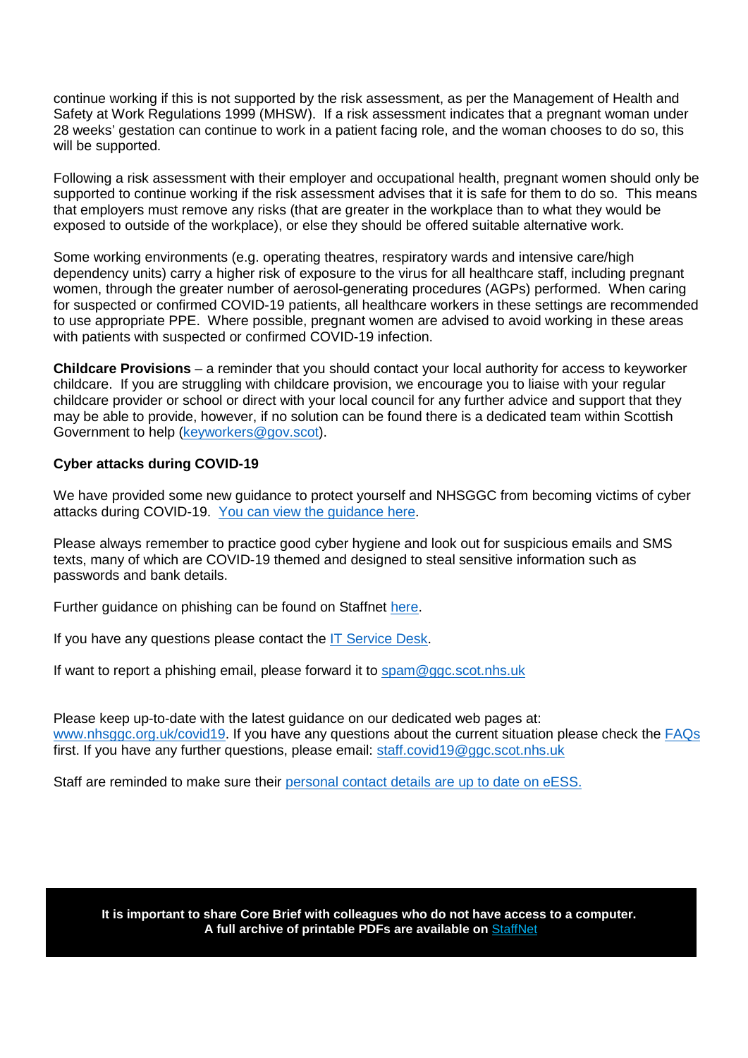continue working if this is not supported by the risk assessment, as per the Management of Health and Safety at Work Regulations 1999 (MHSW). If a risk assessment indicates that a pregnant woman under 28 weeks' gestation can continue to work in a patient facing role, and the woman chooses to do so, this will be supported.

Following a risk assessment with their employer and occupational health, pregnant women should only be supported to continue working if the risk assessment advises that it is safe for them to do so. This means that employers must remove any risks (that are greater in the workplace than to what they would be exposed to outside of the workplace), or else they should be offered suitable alternative work.

Some working environments (e.g. operating theatres, respiratory wards and intensive care/high dependency units) carry a higher risk of exposure to the virus for all healthcare staff, including pregnant women, through the greater number of aerosol-generating procedures (AGPs) performed. When caring for suspected or confirmed COVID-19 patients, all healthcare workers in these settings are recommended to use appropriate PPE. Where possible, pregnant women are advised to avoid working in these areas with patients with suspected or confirmed COVID-19 infection.

**Childcare Provisions** – a reminder that you should contact your local authority for access to keyworker childcare. If you are struggling with childcare provision, we encourage you to liaise with your regular childcare provider or school or direct with your local council for any further advice and support that they may be able to provide, however, if no solution can be found there is a dedicated team within Scottish Government to help (keyworkers@gov.scot).

**Cyber attacks during COVID-19**

We have provided some new guidance to protect yourself and NHSGGC from becoming victims of cyber attacks during COVID-19. You can view the guidance here.

Please always remember to practice good cyber hygiene and look out for suspicious emails and SMS texts, many of which are COVID-19 themed and designed to steal sensitive information such as passwords and bank details.

Further guidance on phishing can be found on Staffnet here.

If you have any questions please contact the IT Service Desk.

If want to report a phishing email, please forward it to spam@ggc.scot.nhs.uk

Please keep up-to-date with the latest guidance on our dedicated web pages at: www.nhsggc.org.uk/covid19. If you have any questions about the current situation please check the FAQs first. If you have any further questions, please email: staff.covid19@ggc.scot.nhs.uk

Staff are reminded to make sure their personal contact details are up to date on eESS.

**It is important to share Core Brief with colleagues who do not have access to a computer.**
**A full archive of printable PDFs are available on StaffNet**